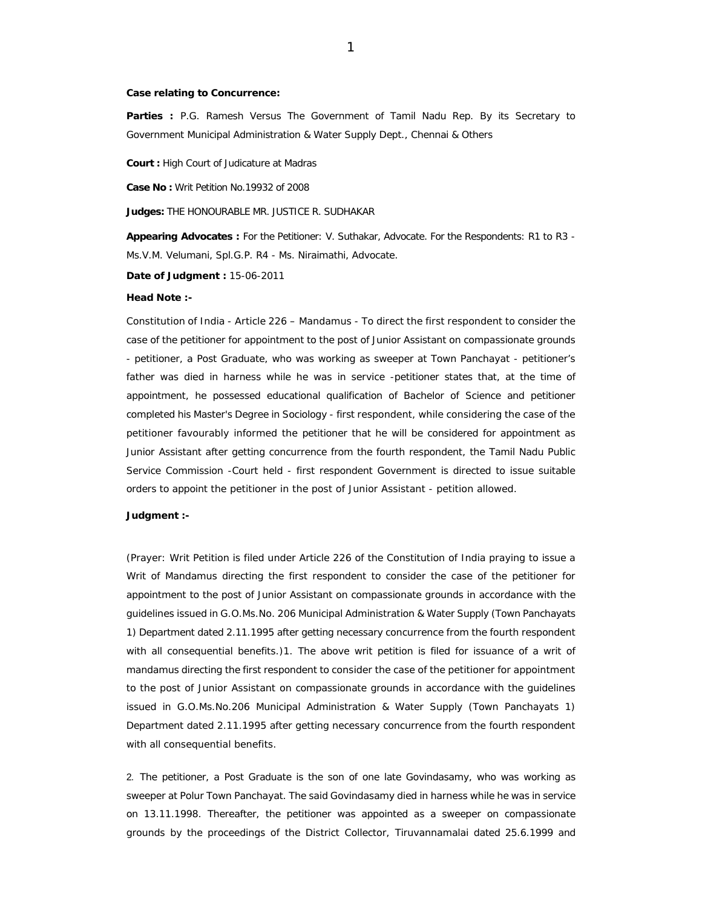**Case relating to Concurrence:**

**Parties :** P.G. Ramesh Versus The Government of Tamil Nadu Rep. By its Secretary to Government Municipal Administration & Water Supply Dept., Chennai & Others

**Court :** High Court of Judicature at Madras

**Case No :** Writ Petition No.19932 of 2008

**Judges:** THE HONOURABLE MR. JUSTICE R. SUDHAKAR

**Appearing Advocates :** For the Petitioner: V. Suthakar, Advocate. For the Respondents: R1 to R3 - Ms.V.M. Velumani, Spl.G.P. R4 - Ms. Niraimathi, Advocate.

**Date of Judgment :** 15-06-2011

**Head Note :-**

Constitution of India - Article 226 – Mandamus - To direct the first respondent to consider the case of the petitioner for appointment to the post of Junior Assistant on compassionate grounds - petitioner, a Post Graduate, who was working as sweeper at Town Panchayat - petitioner's father was died in harness while he was in service -petitioner states that, at the time of appointment, he possessed educational qualification of Bachelor of Science and petitioner completed his Master's Degree in Sociology - first respondent, while considering the case of the petitioner favourably informed the petitioner that he will be considered for appointment as Junior Assistant after getting concurrence from the fourth respondent, the Tamil Nadu Public Service Commission -Court held - first respondent Government is directed to issue suitable orders to appoint the petitioner in the post of Junior Assistant - petition allowed.

**Judgment :-**

(Prayer: Writ Petition is filed under Article 226 of the Constitution of India praying to issue a Writ of Mandamus directing the first respondent to consider the case of the petitioner for appointment to the post of Junior Assistant on compassionate grounds in accordance with the guidelines issued in G.O.Ms.No. 206 Municipal Administration & Water Supply (Town Panchayats 1) Department dated 2.11.1995 after getting necessary concurrence from the fourth respondent with all consequential benefits.)1. The above writ petition is filed for issuance of a writ of mandamus directing the first respondent to consider the case of the petitioner for appointment to the post of Junior Assistant on compassionate grounds in accordance with the guidelines issued in G.O.Ms.No.206 Municipal Administration & Water Supply (Town Panchayats 1) Department dated 2.11.1995 after getting necessary concurrence from the fourth respondent with all consequential benefits.

2. The petitioner, a Post Graduate is the son of one late Govindasamy, who was working as sweeper at Polur Town Panchayat. The said Govindasamy died in harness while he was in service on 13.11.1998. Thereafter, the petitioner was appointed as a sweeper on compassionate grounds by the proceedings of the District Collector, Tiruvannamalai dated 25.6.1999 and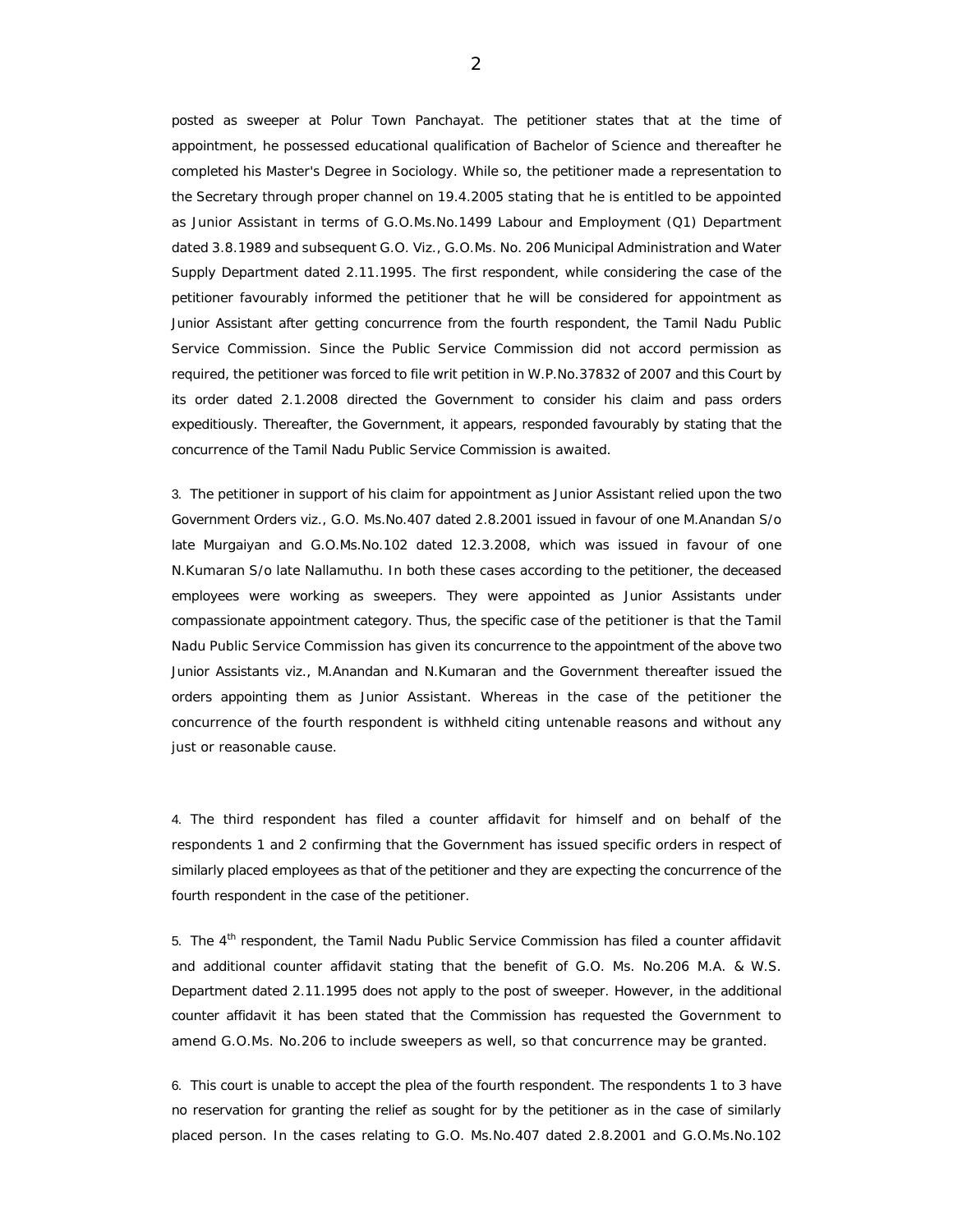posted as sweeper at Polur Town Panchayat. The petitioner states that at the time of appointment, he possessed educational qualification of Bachelor of Science and thereafter he completed his Master's Degree in Sociology. While so, the petitioner made a representation to the Secretary through proper channel on 19.4.2005 stating that he is entitled to be appointed as Junior Assistant in terms of G.O.Ms.No.1499 Labour and Employment (Q1) Department dated 3.8.1989 and subsequent G.O. Viz., G.O.Ms. No. 206 Municipal Administration and Water Supply Department dated 2.11.1995. The first respondent, while considering the case of the petitioner favourably informed the petitioner that he will be considered for appointment as Junior Assistant after getting concurrence from the fourth respondent, the Tamil Nadu Public Service Commission. Since the Public Service Commission did not accord permission as required, the petitioner was forced to file writ petition in W.P.No.37832 of 2007 and this Court by its order dated 2.1.2008 directed the Government to consider his claim and pass orders expeditiously. Thereafter, the Government, it appears, responded favourably by stating that the concurrence of the Tamil Nadu Public Service Commission is awaited.

3. The petitioner in support of his claim for appointment as Junior Assistant relied upon the two Government Orders viz., G.O. Ms.No.407 dated 2.8.2001 issued in favour of one M.Anandan S/o late Murgaiyan and G.O.Ms.No.102 dated 12.3.2008, which was issued in favour of one N.Kumaran S/o late Nallamuthu. In both these cases according to the petitioner, the deceased employees were working as sweepers. They were appointed as Junior Assistants under compassionate appointment category. Thus, the specific case of the petitioner is that the Tamil Nadu Public Service Commission has given its concurrence to the appointment of the above two Junior Assistants viz., M.Anandan and N.Kumaran and the Government thereafter issued the orders appointing them as Junior Assistant. Whereas in the case of the petitioner the concurrence of the fourth respondent is withheld citing untenable reasons and without any just or reasonable cause.

4. The third respondent has filed a counter affidavit for himself and on behalf of the respondents 1 and 2 confirming that the Government has issued specific orders in respect of similarly placed employees as that of the petitioner and they are expecting the concurrence of the fourth respondent in the case of the petitioner.

5. The 4th respondent, the Tamil Nadu Public Service Commission has filed a counter affidavit and additional counter affidavit stating that the benefit of G.O. Ms. No.206 M.A. & W.S. Department dated 2.11.1995 does not apply to the post of sweeper. However, in the additional counter affidavit it has been stated that the Commission has requested the Government to amend G.O.Ms. No.206 to include sweepers as well, so that concurrence may be granted.

6. This court is unable to accept the plea of the fourth respondent. The respondents 1 to 3 have no reservation for granting the relief as sought for by the petitioner as in the case of similarly placed person. In the cases relating to G.O. Ms.No.407 dated 2.8.2001 and G.O.Ms.No.102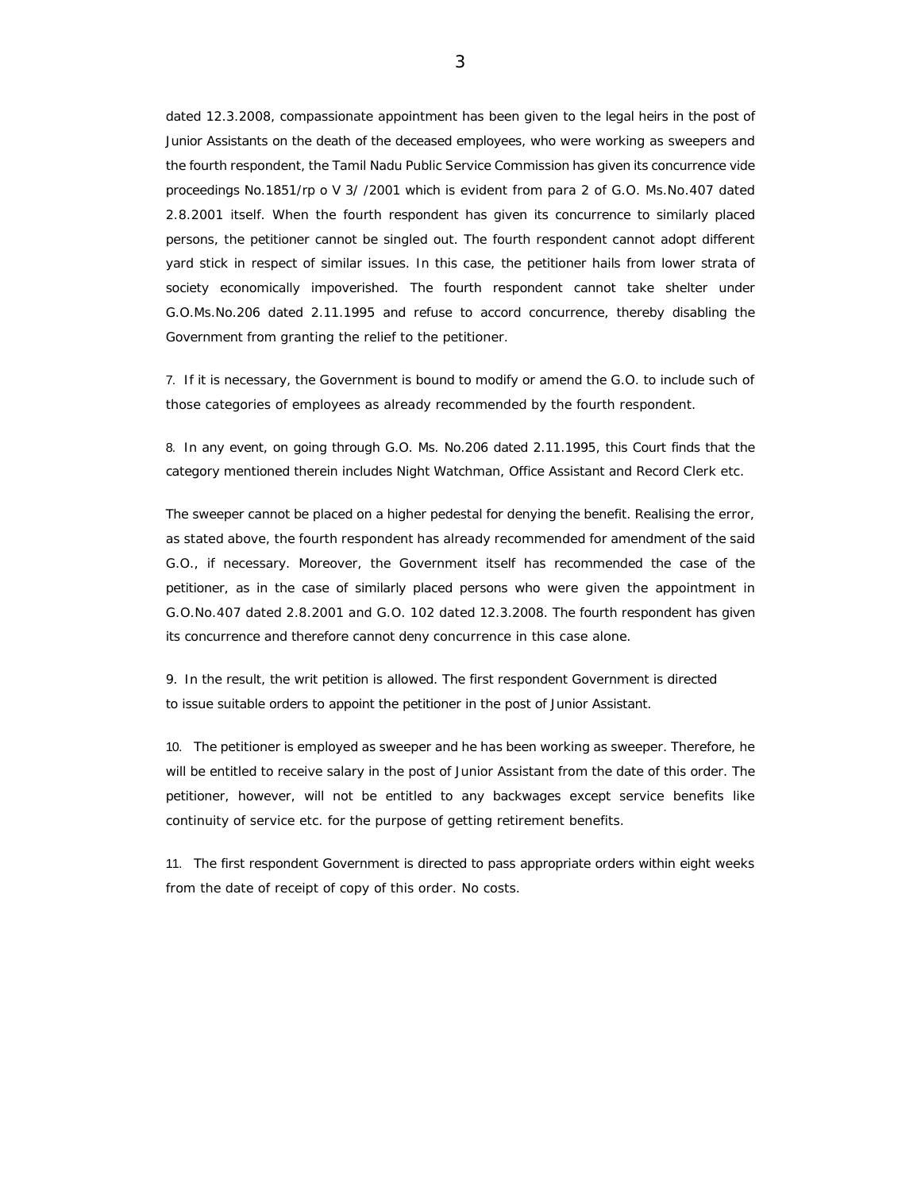dated 12.3.2008, compassionate appointment has been given to the legal heirs in the post of Junior Assistants on the death of the deceased employees, who were working as sweepers and the fourth respondent, the Tamil Nadu Public Service Commission has given its concurrence vide proceedings No.1851/rp o V 3/ /2001 which is evident from para 2 of G.O. Ms.No.407 dated 2.8.2001 itself. When the fourth respondent has given its concurrence to similarly placed persons, the petitioner cannot be singled out. The fourth respondent cannot adopt different yard stick in respect of similar issues. In this case, the petitioner hails from lower strata of society economically impoverished. The fourth respondent cannot take shelter under G.O.Ms.No.206 dated 2.11.1995 and refuse to accord concurrence, thereby disabling the Government from granting the relief to the petitioner.

7. If it is necessary, the Government is bound to modify or amend the G.O. to include such of those categories of employees as already recommended by the fourth respondent.

8. In any event, on going through G.O. Ms. No.206 dated 2.11.1995, this Court finds that the category mentioned therein includes Night Watchman, Office Assistant and Record Clerk etc.

The sweeper cannot be placed on a higher pedestal for denying the benefit. Realising the error, as stated above, the fourth respondent has already recommended for amendment of the said G.O., if necessary. Moreover, the Government itself has recommended the case of the petitioner, as in the case of similarly placed persons who were given the appointment in G.O.No.407 dated 2.8.2001 and G.O. 102 dated 12.3.2008. The fourth respondent has given its concurrence and therefore cannot deny concurrence in this case alone.

9. In the result, the writ petition is allowed. The first respondent Government is directed to issue suitable orders to appoint the petitioner in the post of Junior Assistant.

10. The petitioner is employed as sweeper and he has been working as sweeper. Therefore, he will be entitled to receive salary in the post of Junior Assistant from the date of this order. The petitioner, however, will not be entitled to any backwages except service benefits like continuity of service etc. for the purpose of getting retirement benefits.

11. The first respondent Government is directed to pass appropriate orders within eight weeks from the date of receipt of copy of this order. No costs.